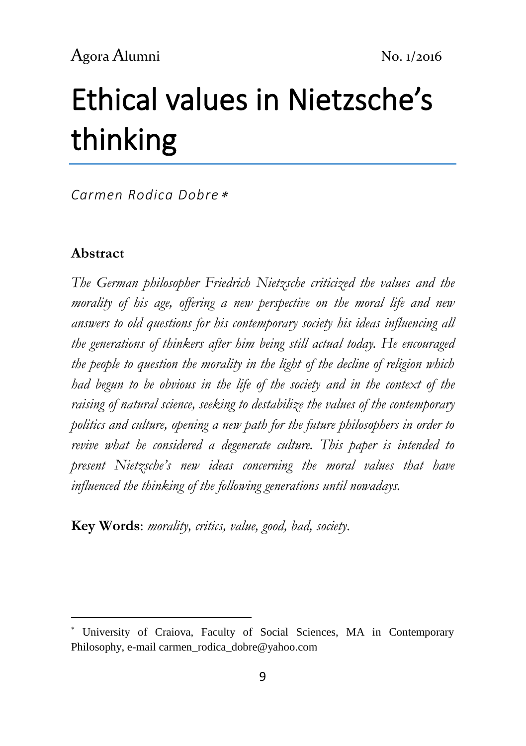# Ethical values in Nietzsche's thinking

*Carmen Rodica Dobre* [*]

**Abstract**

*The German philosopher Friedrich Nietzsche criticized the values and the morality of his age, offering a new perspective on the moral life and new answers to old questions for his contemporary society his ideas influencing all the generations of thinkers after him being still actual today. He encouraged the people to question the morality in the light of the decline of religion which had begun to be obvious in the life of the society and in the context of the raising of natural science, seeking to destabilize the values of the contemporary politics and culture, opening a new path for the future philosophers in order to revive what he considered a degenerate culture. This paper is intended to present Nietzsche's new ideas concerning the moral values that have influenced the thinking of the following generations until nowadays.*

**Key Words**: *morality, critics, value, good, bad, society.*

---

[*] University of Craiova, Faculty of Social Sciences, MA in Contemporary Philosophy, e-mail carmen_rodica_dobre@yahoo.com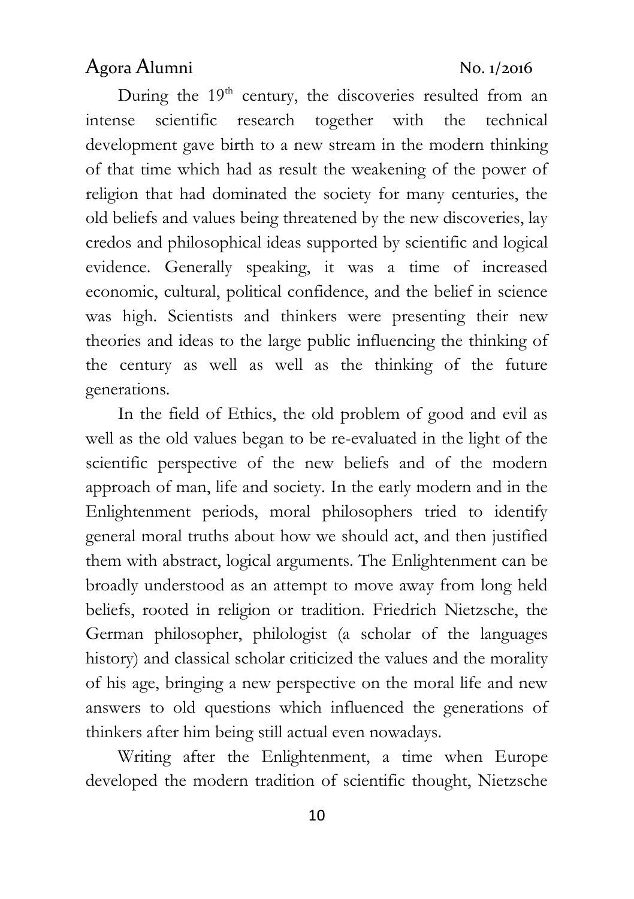During the 19th century, the discoveries resulted from an intense scientific research together with the technical development gave birth to a new stream in the modern thinking of that time which had as result the weakening of the power of religion that had dominated the society for many centuries, the old beliefs and values being threatened by the new discoveries, lay credos and philosophical ideas supported by scientific and logical evidence. Generally speaking, it was a time of increased economic, cultural, political confidence, and the belief in science was high. Scientists and thinkers were presenting their new theories and ideas to the large public influencing the thinking of the century as well as well as the thinking of the future generations.

In the field of Ethics, the old problem of good and evil as well as the old values began to be re-evaluated in the light of the scientific perspective of the new beliefs and of the modern approach of man, life and society. In the early modern and in the Enlightenment periods, moral philosophers tried to identify general moral truths about how we should act, and then justified them with abstract, logical arguments. The Enlightenment can be broadly understood as an attempt to move away from long held beliefs, rooted in religion or tradition. Friedrich Nietzsche, the German philosopher, philologist (a scholar of the languages history) and classical scholar criticized the values and the morality of his age, bringing a new perspective on the moral life and new answers to old questions which influenced the generations of thinkers after him being still actual even nowadays.

Writing after the Enlightenment, a time when Europe developed the modern tradition of scientific thought, Nietzsche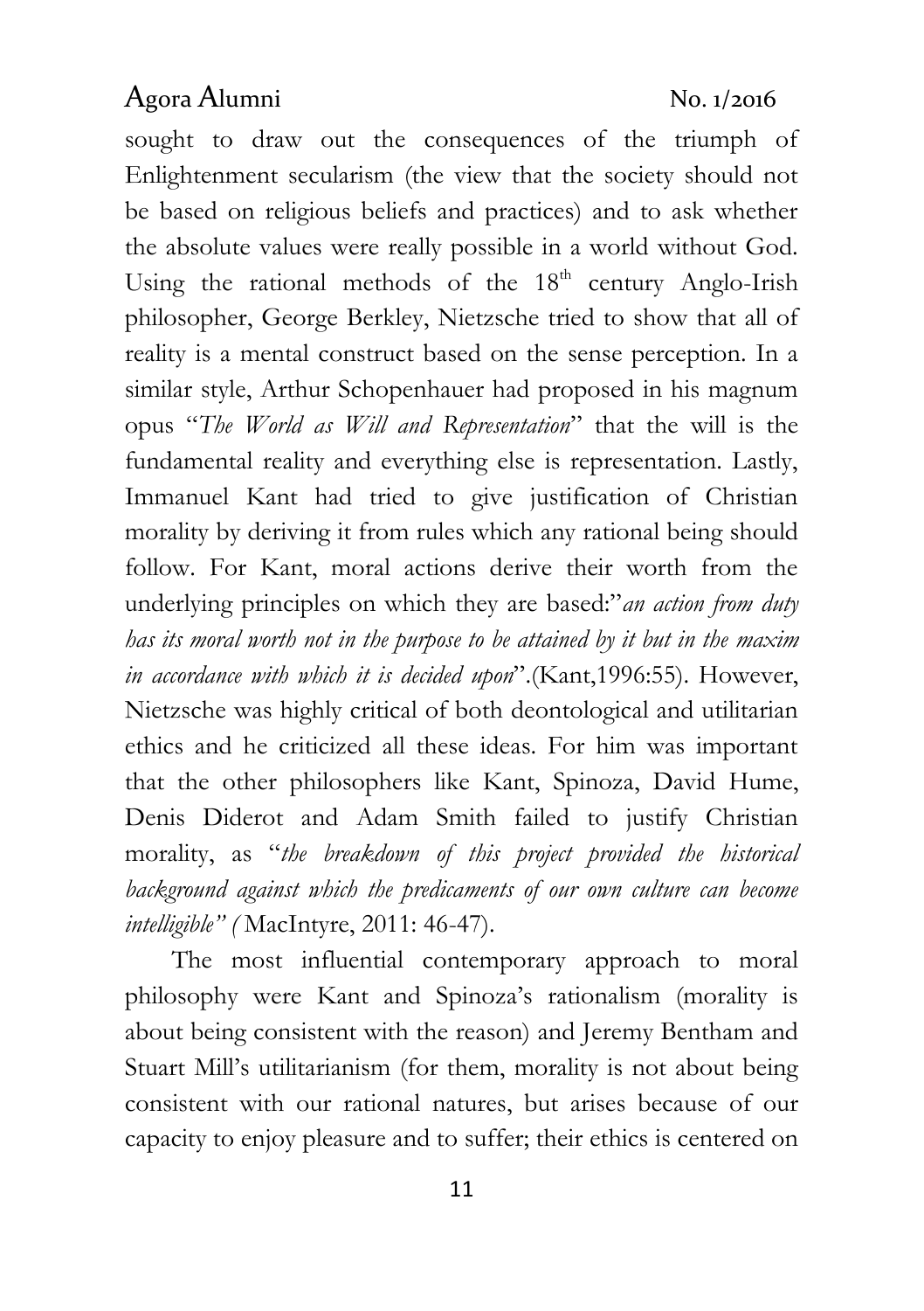sought to draw out the consequences of the triumph of Enlightenment secularism (the view that the society should not be based on religious beliefs and practices) and to ask whether the absolute values were really possible in a world without God. Using the rational methods of the 18th century Anglo-Irish philosopher, George Berkley, Nietzsche tried to show that all of reality is a mental construct based on the sense perception. In a similar style, Arthur Schopenhauer had proposed in his magnum opus "*The World as Will and Representation*" that the will is the fundamental reality and everything else is representation. Lastly, Immanuel Kant had tried to give justification of Christian morality by deriving it from rules which any rational being should follow. For Kant, moral actions derive their worth from the underlying principles on which they are based:"*an action from duty has its moral worth not in the purpose to be attained by it but in the maxim in accordance with which it is decided upon*".(Kant,1996:55). However, Nietzsche was highly critical of both deontological and utilitarian ethics and he criticized all these ideas. For him was important that the other philosophers like Kant, Spinoza, David Hume, Denis Diderot and Adam Smith failed to justify Christian morality, as "*the breakdown of this project provided the historical background against which the predicaments of our own culture can become intelligible" (* MacIntyre, 2011: 46-47).

The most influential contemporary approach to moral philosophy were Kant and Spinoza's rationalism (morality is about being consistent with the reason) and Jeremy Bentham and Stuart Mill's utilitarianism (for them, morality is not about being consistent with our rational natures, but arises because of our capacity to enjoy pleasure and to suffer; their ethics is centered on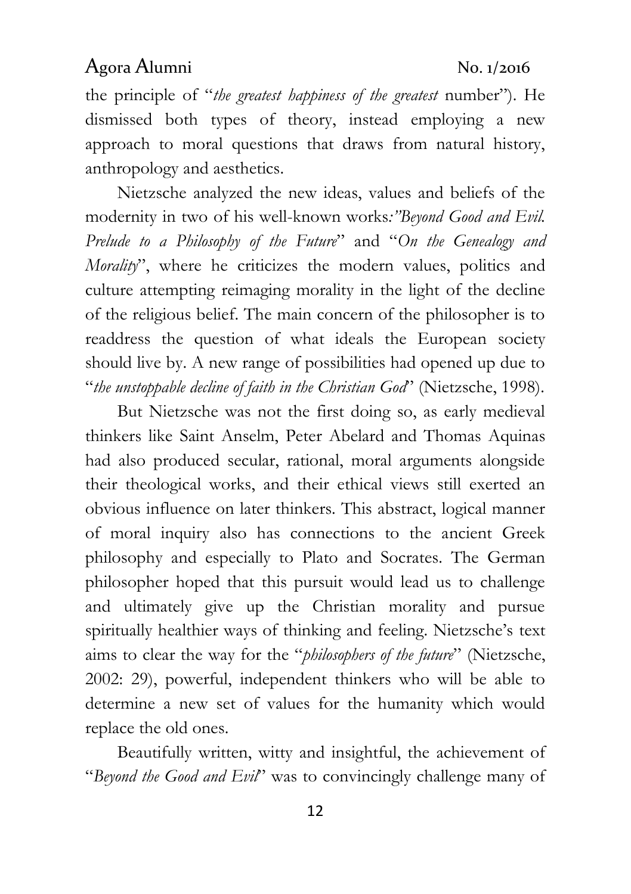the principle of "*the greatest happiness of the greatest* number"). He dismissed both types of theory, instead employing a new approach to moral questions that draws from natural history, anthropology and aesthetics.

Nietzsche analyzed the new ideas, values and beliefs of the modernity in two of his well-known works*:"Beyond Good and Evil. Prelude to a Philosophy of the Future*" and "*On the Genealogy and Morality*", where he criticizes the modern values, politics and culture attempting reimaging morality in the light of the decline of the religious belief. The main concern of the philosopher is to readdress the question of what ideals the European society should live by. A new range of possibilities had opened up due to "*the unstoppable decline of faith in the Christian God*" (Nietzsche, 1998).

But Nietzsche was not the first doing so, as early medieval thinkers like Saint Anselm, Peter Abelard and Thomas Aquinas had also produced secular, rational, moral arguments alongside their theological works, and their ethical views still exerted an obvious influence on later thinkers. This abstract, logical manner of moral inquiry also has connections to the ancient Greek philosophy and especially to Plato and Socrates. The German philosopher hoped that this pursuit would lead us to challenge and ultimately give up the Christian morality and pursue spiritually healthier ways of thinking and feeling. Nietzsche's text aims to clear the way for the "*philosophers of the future*" (Nietzsche, 2002: 29), powerful, independent thinkers who will be able to determine a new set of values for the humanity which would replace the old ones.

Beautifully written, witty and insightful, the achievement of "*Beyond the Good and Evil*" was to convincingly challenge many of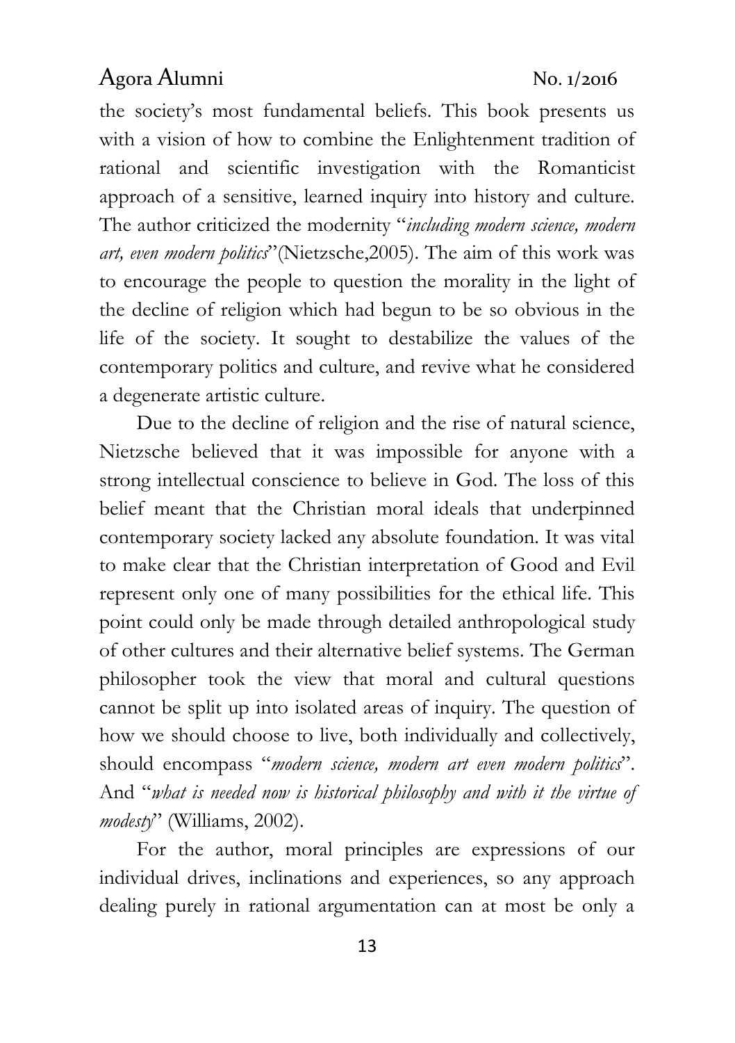the society's most fundamental beliefs. This book presents us with a vision of how to combine the Enlightenment tradition of rational and scientific investigation with the Romanticist approach of a sensitive, learned inquiry into history and culture. The author criticized the modernity "*including modern science, modern art, even modern politics*"(Nietzsche,2005). The aim of this work was to encourage the people to question the morality in the light of the decline of religion which had begun to be so obvious in the life of the society. It sought to destabilize the values of the contemporary politics and culture, and revive what he considered a degenerate artistic culture.

Due to the decline of religion and the rise of natural science, Nietzsche believed that it was impossible for anyone with a strong intellectual conscience to believe in God. The loss of this belief meant that the Christian moral ideals that underpinned contemporary society lacked any absolute foundation. It was vital to make clear that the Christian interpretation of Good and Evil represent only one of many possibilities for the ethical life. This point could only be made through detailed anthropological study of other cultures and their alternative belief systems. The German philosopher took the view that moral and cultural questions cannot be split up into isolated areas of inquiry. The question of how we should choose to live, both individually and collectively, should encompass "*modern science, modern art even modern politics*". And "*what is needed now is historical philosophy and with it the virtue of modesty*" (Williams, 2002).

For the author, moral principles are expressions of our individual drives, inclinations and experiences, so any approach dealing purely in rational argumentation can at most be only a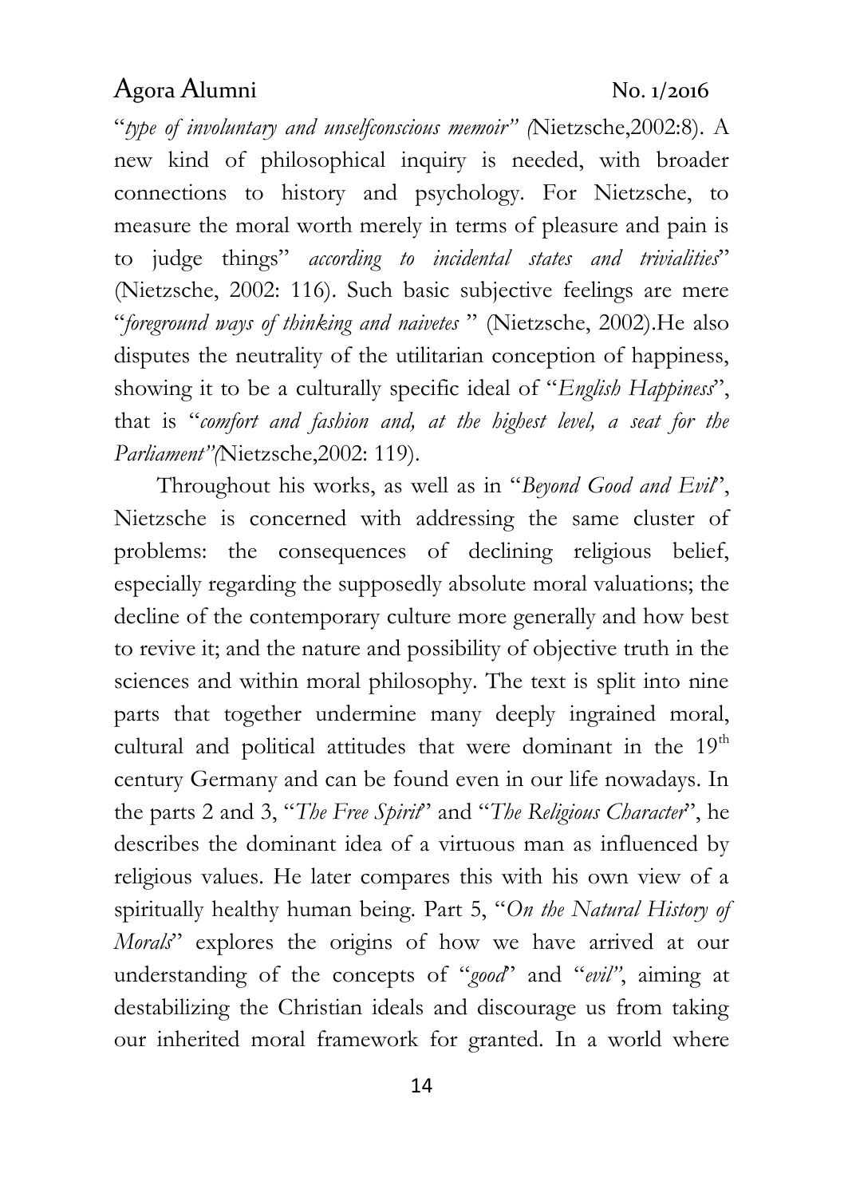"*type of involuntary and unselfconscious memoir" (*Nietzsche,2002:8). A new kind of philosophical inquiry is needed, with broader connections to history and psychology. For Nietzsche, to measure the moral worth merely in terms of pleasure and pain is to judge things" *according to incidental states and trivialities*" (Nietzsche, 2002: 116). Such basic subjective feelings are mere "*foreground ways of thinking and naivetes* " (Nietzsche, 2002).He also disputes the neutrality of the utilitarian conception of happiness, showing it to be a culturally specific ideal of "*English Happiness*", that is "*comfort and fashion and, at the highest level, a seat for the Parliament"(*Nietzsche,2002: 119).

Throughout his works, as well as in "*Beyond Good and Evil*", Nietzsche is concerned with addressing the same cluster of problems: the consequences of declining religious belief, especially regarding the supposedly absolute moral valuations; the decline of the contemporary culture more generally and how best to revive it; and the nature and possibility of objective truth in the sciences and within moral philosophy. The text is split into nine parts that together undermine many deeply ingrained moral, cultural and political attitudes that were dominant in the 19th century Germany and can be found even in our life nowadays. In the parts 2 and 3, "*The Free Spirit*" and "*The Religious Character*", he describes the dominant idea of a virtuous man as influenced by religious values. He later compares this with his own view of a spiritually healthy human being. Part 5, "*On the Natural History of Morals*" explores the origins of how we have arrived at our understanding of the concepts of "*good*" and "*evil"*, aiming at destabilizing the Christian ideals and discourage us from taking our inherited moral framework for granted. In a world where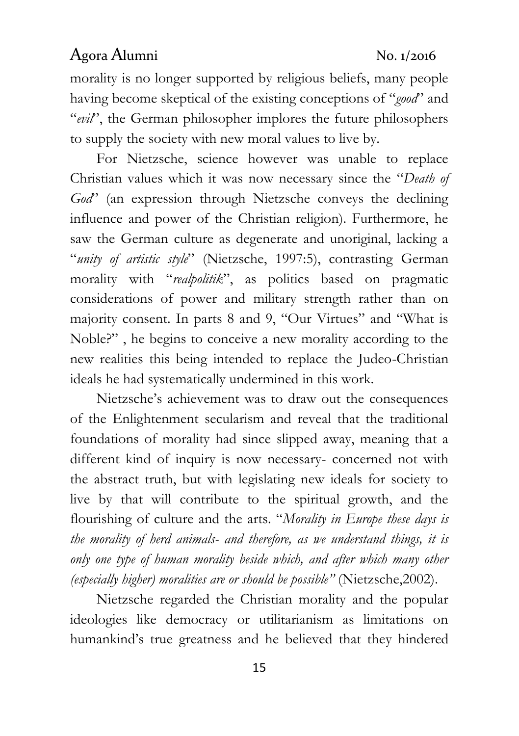morality is no longer supported by religious beliefs, many people having become skeptical of the existing conceptions of "*good*" and "*evil*", the German philosopher implores the future philosophers to supply the society with new moral values to live by.

For Nietzsche, science however was unable to replace Christian values which it was now necessary since the "*Death of God*" (an expression through Nietzsche conveys the declining influence and power of the Christian religion). Furthermore, he saw the German culture as degenerate and unoriginal, lacking a "*unity of artistic style*" (Nietzsche, 1997:5), contrasting German morality with "*realpolitik*", as politics based on pragmatic considerations of power and military strength rather than on majority consent. In parts 8 and 9, "Our Virtues" and "What is Noble?" , he begins to conceive a new morality according to the new realities this being intended to replace the Judeo-Christian ideals he had systematically undermined in this work.

Nietzsche's achievement was to draw out the consequences of the Enlightenment secularism and reveal that the traditional foundations of morality had since slipped away, meaning that a different kind of inquiry is now necessary- concerned not with the abstract truth, but with legislating new ideals for society to live by that will contribute to the spiritual growth, and the flourishing of culture and the arts. "*Morality in Europe these days is the morality of herd animals- and therefore, as we understand things, it is only one type of human morality beside which, and after which many other (especially higher) moralities are or should be possible"* (Nietzsche,2002).

Nietzsche regarded the Christian morality and the popular ideologies like democracy or utilitarianism as limitations on humankind's true greatness and he believed that they hindered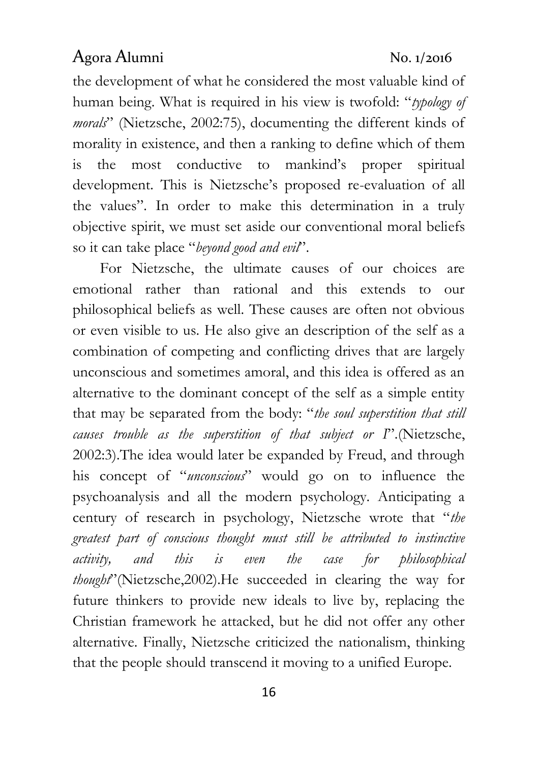the development of what he considered the most valuable kind of human being. What is required in his view is twofold: "*typology of morals*" (Nietzsche, 2002:75), documenting the different kinds of morality in existence, and then a ranking to define which of them is the most conductive to mankind's proper spiritual development. This is Nietzsche's proposed re-evaluation of all the values". In order to make this determination in a truly objective spirit, we must set aside our conventional moral beliefs so it can take place "*beyond good and evil*".

For Nietzsche, the ultimate causes of our choices are emotional rather than rational and this extends to our philosophical beliefs as well. These causes are often not obvious or even visible to us. He also give an description of the self as a combination of competing and conflicting drives that are largely unconscious and sometimes amoral, and this idea is offered as an alternative to the dominant concept of the self as a simple entity that may be separated from the body: "*the soul superstition that still causes trouble as the superstition of that subject or I*".(Nietzsche, 2002:3).The idea would later be expanded by Freud, and through his concept of "*unconscious*" would go on to influence the psychoanalysis and all the modern psychology. Anticipating a century of research in psychology, Nietzsche wrote that "*the greatest part of conscious thought must still be attributed to instinctive activity, and this is even the case for philosophical thought*"(Nietzsche,2002).He succeeded in clearing the way for future thinkers to provide new ideals to live by, replacing the Christian framework he attacked, but he did not offer any other alternative. Finally, Nietzsche criticized the nationalism, thinking that the people should transcend it moving to a unified Europe.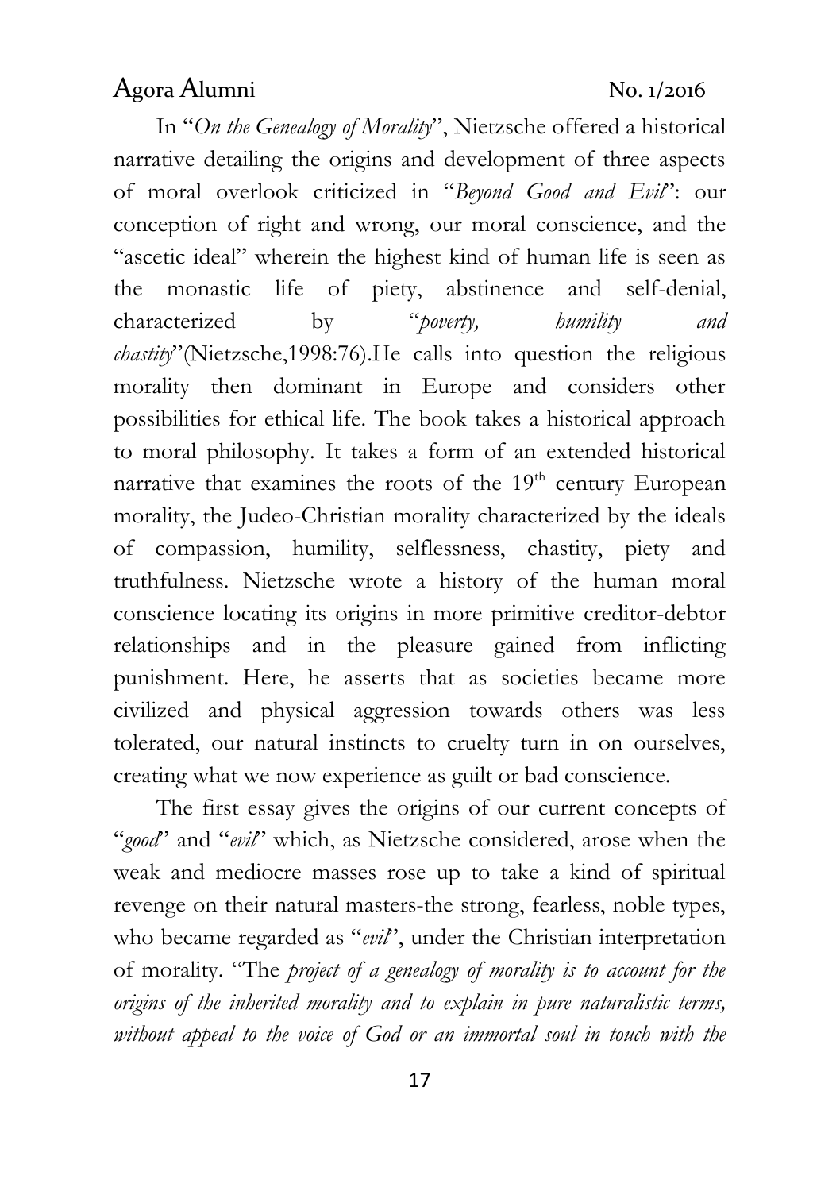In "*On the Genealogy of Morality*", Nietzsche offered a historical narrative detailing the origins and development of three aspects of moral overlook criticized in "*Beyond Good and Evil*": our conception of right and wrong, our moral conscience, and the "ascetic ideal" wherein the highest kind of human life is seen as the monastic life of piety, abstinence and self-denial, characterized by "*poverty, humility and chastity*"(Nietzsche,1998:76).He calls into question the religious morality then dominant in Europe and considers other possibilities for ethical life. The book takes a historical approach to moral philosophy. It takes a form of an extended historical narrative that examines the roots of the 19th century European morality, the Judeo-Christian morality characterized by the ideals of compassion, humility, selflessness, chastity, piety and truthfulness. Nietzsche wrote a history of the human moral conscience locating its origins in more primitive creditor-debtor relationships and in the pleasure gained from inflicting punishment. Here, he asserts that as societies became more civilized and physical aggression towards others was less tolerated, our natural instincts to cruelty turn in on ourselves, creating what we now experience as guilt or bad conscience.

The first essay gives the origins of our current concepts of "*good*" and "*evil*" which, as Nietzsche considered, arose when the weak and mediocre masses rose up to take a kind of spiritual revenge on their natural masters-the strong, fearless, noble types, who became regarded as "*evil*", under the Christian interpretation of morality. "The *project of a genealogy of morality is to account for the origins of the inherited morality and to explain in pure naturalistic terms, without appeal to the voice of God or an immortal soul in touch with the*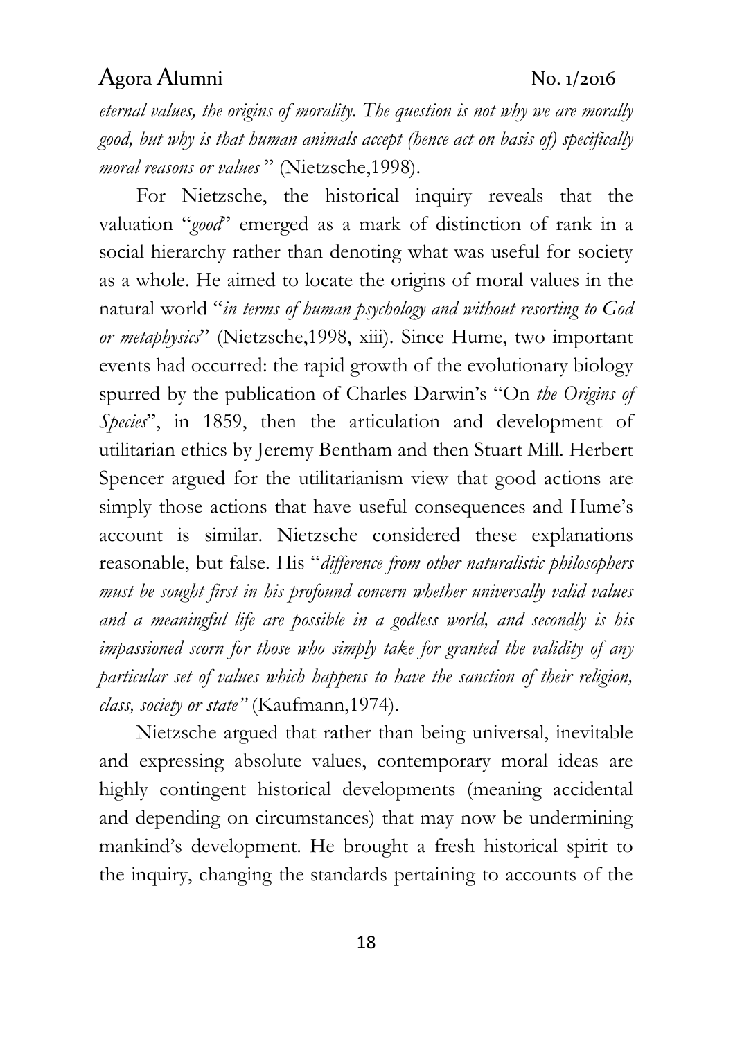*eternal values, the origins of morality. The question is not why we are morally good, but why is that human animals accept (hence act on basis of) specifically moral reasons or values* " (Nietzsche,1998).

For Nietzsche, the historical inquiry reveals that the valuation "*good*" emerged as a mark of distinction of rank in a social hierarchy rather than denoting what was useful for society as a whole. He aimed to locate the origins of moral values in the natural world "*in terms of human psychology and without resorting to God or metaphysics*" (Nietzsche,1998, xiii). Since Hume, two important events had occurred: the rapid growth of the evolutionary biology spurred by the publication of Charles Darwin's "On *the Origins of Species*", in 1859, then the articulation and development of utilitarian ethics by Jeremy Bentham and then Stuart Mill. Herbert Spencer argued for the utilitarianism view that good actions are simply those actions that have useful consequences and Hume's account is similar. Nietzsche considered these explanations reasonable, but false. His "*difference from other naturalistic philosophers must be sought first in his profound concern whether universally valid values and a meaningful life are possible in a godless world, and secondly is his impassioned scorn for those who simply take for granted the validity of any particular set of values which happens to have the sanction of their religion, class, society or state"* (Kaufmann,1974).

Nietzsche argued that rather than being universal, inevitable and expressing absolute values, contemporary moral ideas are highly contingent historical developments (meaning accidental and depending on circumstances) that may now be undermining mankind's development. He brought a fresh historical spirit to the inquiry, changing the standards pertaining to accounts of the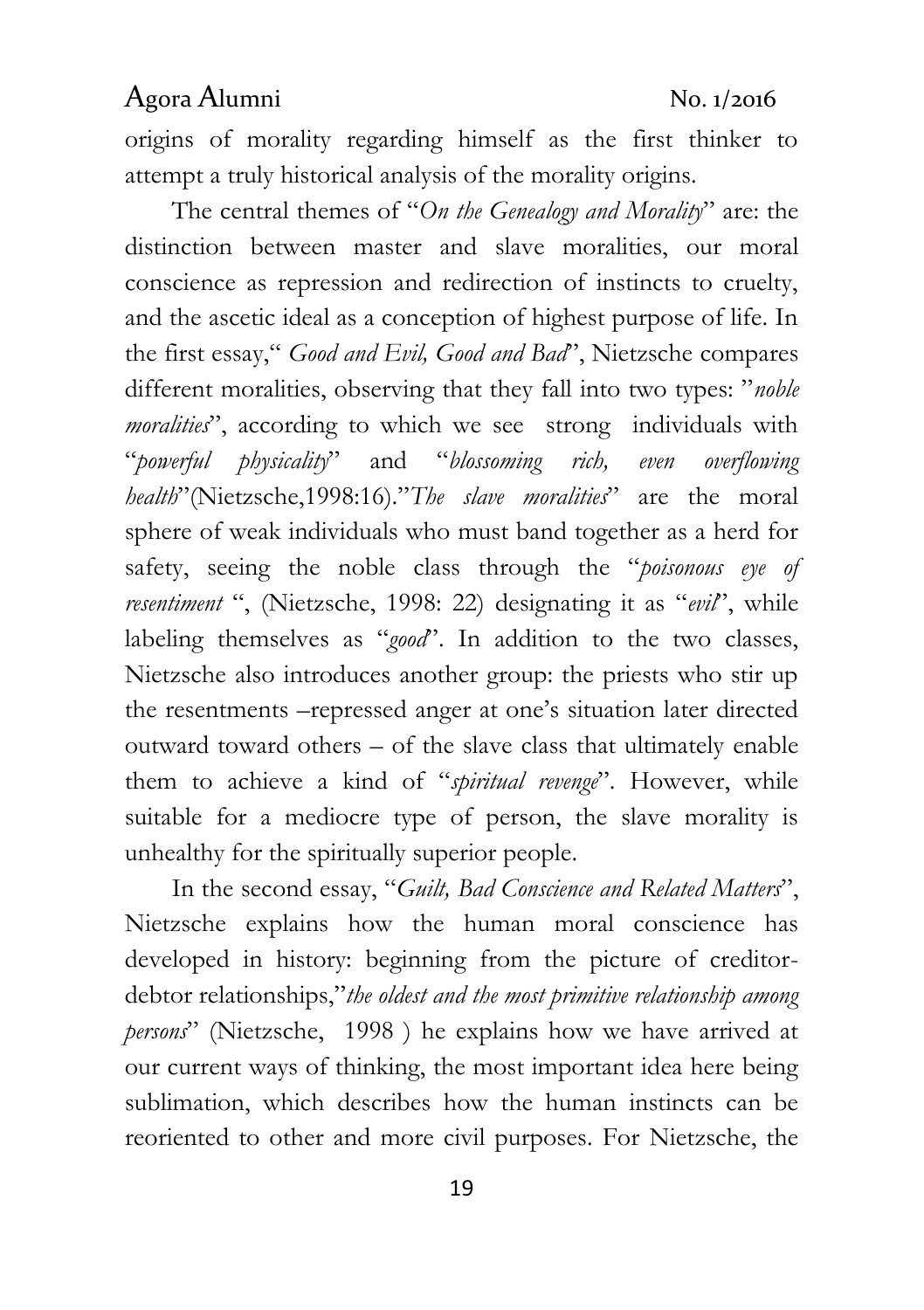origins of morality regarding himself as the first thinker to attempt a truly historical analysis of the morality origins.

The central themes of "*On the Genealogy and Morality*" are: the distinction between master and slave moralities, our moral conscience as repression and redirection of instincts to cruelty, and the ascetic ideal as a conception of highest purpose of life. In the first essay," *Good and Evil, Good and Bad*", Nietzsche compares different moralities, observing that they fall into two types: "*noble moralities*", according to which we see strong individuals with "*powerful physicality*" and "*blossoming rich, even overflowing health*"(Nietzsche,1998:16)."*The slave moralities*" are the moral sphere of weak individuals who must band together as a herd for safety, seeing the noble class through the "*poisonous eye of resentiment* ", (Nietzsche, 1998: 22) designating it as "*evil*", while labeling themselves as "*good*". In addition to the two classes, Nietzsche also introduces another group: the priests who stir up the resentments –repressed anger at one's situation later directed outward toward others – of the slave class that ultimately enable them to achieve a kind of "*spiritual revenge*". However, while suitable for a mediocre type of person, the slave morality is unhealthy for the spiritually superior people.

In the second essay, "*Guilt, Bad Conscience and Related Matters*", Nietzsche explains how the human moral conscience has developed in history: beginning from the picture of creditor-debtor relationships,"*the oldest and the most primitive relationship among persons*" (Nietzsche, 1998 ) he explains how we have arrived at our current ways of thinking, the most important idea here being sublimation, which describes how the human instincts can be reoriented to other and more civil purposes. For Nietzsche, the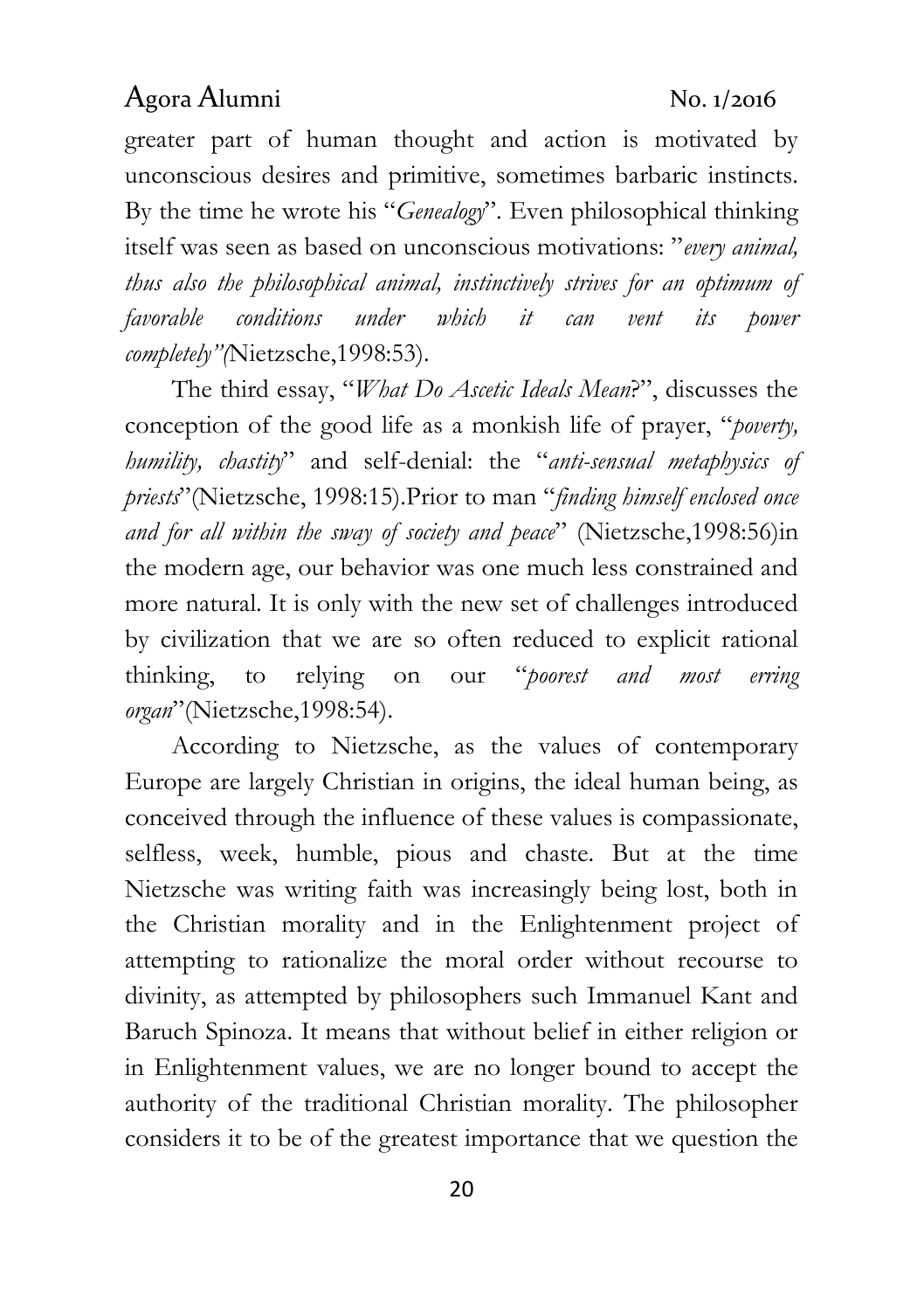greater part of human thought and action is motivated by unconscious desires and primitive, sometimes barbaric instincts. By the time he wrote his "*Genealogy*". Even philosophical thinking itself was seen as based on unconscious motivations: "*every animal, thus also the philosophical animal, instinctively strives for an optimum of favorable conditions under which it can vent its power completely"(*Nietzsche,1998:53).

The third essay, "*What Do Ascetic Ideals Mean*?", discusses the conception of the good life as a monkish life of prayer, "*poverty, humility, chastity*" and self-denial: the "*anti-sensual metaphysics of priests*"(Nietzsche, 1998:15).Prior to man "*finding himself enclosed once and for all within the sway of society and peace*" (Nietzsche,1998:56)in the modern age, our behavior was one much less constrained and more natural. It is only with the new set of challenges introduced by civilization that we are so often reduced to explicit rational thinking, to relying on our "*poorest and most erring organ*"(Nietzsche,1998:54).

According to Nietzsche, as the values of contemporary Europe are largely Christian in origins, the ideal human being, as conceived through the influence of these values is compassionate, selfless, week, humble, pious and chaste. But at the time Nietzsche was writing faith was increasingly being lost, both in the Christian morality and in the Enlightenment project of attempting to rationalize the moral order without recourse to divinity, as attempted by philosophers such Immanuel Kant and Baruch Spinoza. It means that without belief in either religion or in Enlightenment values, we are no longer bound to accept the authority of the traditional Christian morality. The philosopher considers it to be of the greatest importance that we question the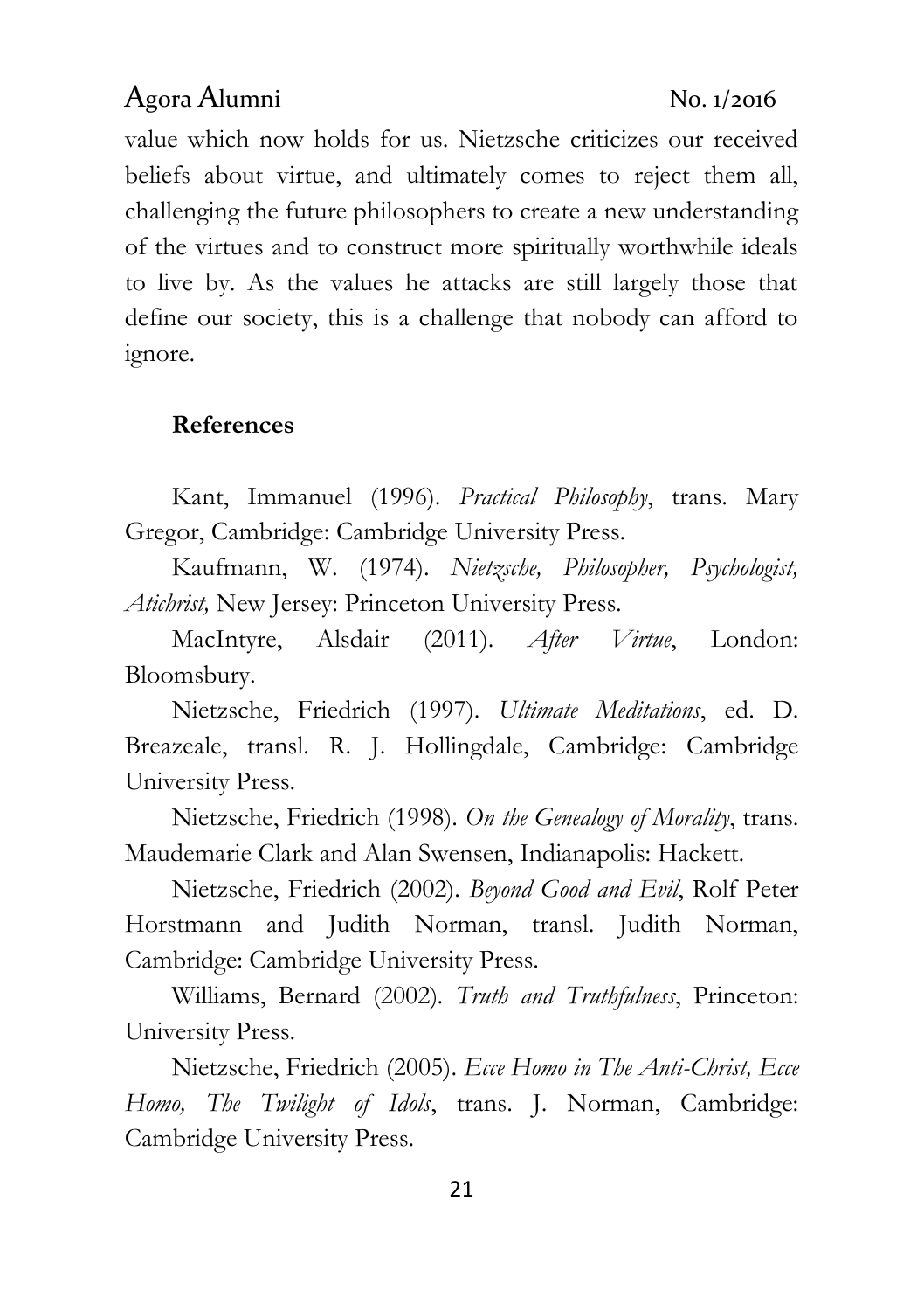value which now holds for us. Nietzsche criticizes our received beliefs about virtue, and ultimately comes to reject them all, challenging the future philosophers to create a new understanding of the virtues and to construct more spiritually worthwhile ideals to live by. As the values he attacks are still largely those that define our society, this is a challenge that nobody can afford to ignore.

**References**

Kant, Immanuel (1996). *Practical Philosophy*, trans. Mary Gregor, Cambridge: Cambridge University Press.

Kaufmann, W. (1974). *Nietzsche, Philosopher, Psychologist, Atichrist,* New Jersey: Princeton University Press.

MacIntyre, Alsdair (2011). *After Virtue*, London: Bloomsbury.

Nietzsche, Friedrich (1997). *Ultimate Meditations*, ed. D. Breazeale, transl. R. J. Hollingdale, Cambridge: Cambridge University Press.

Nietzsche, Friedrich (1998). *On the Genealogy of Morality*, trans. Maudemarie Clark and Alan Swensen, Indianapolis: Hackett.

Nietzsche, Friedrich (2002). *Beyond Good and Evil*, Rolf Peter Horstmann and Judith Norman, transl. Judith Norman, Cambridge: Cambridge University Press.

Williams, Bernard (2002). *Truth and Truthfulness*, Princeton: University Press.

Nietzsche, Friedrich (2005). *Ecce Homo in The Anti-Christ, Ecce Homo, The Twilight of Idols*, trans. J. Norman, Cambridge: Cambridge University Press.